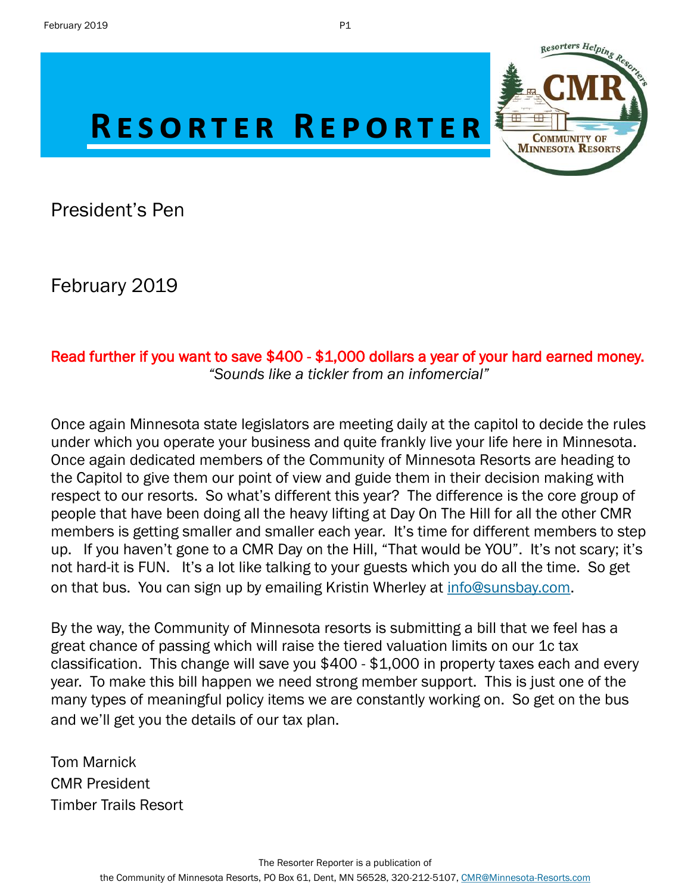# RESORTER REPORTER

## President's Pen

February 2019

**Read further if you want to save $400 - $1,000 dollars a year of your hard earned money.**
*"Sounds like a tickler from an infomercial"*

Once again Minnesota state legislators are meeting daily at the capitol to decide the rules under which you operate your business and quite frankly live your life here in Minnesota. Once again dedicated members of the Community of Minnesota Resorts are heading to the Capitol to give them our point of view and guide them in their decision making with respect to our resorts. So what's different this year? The difference is the core group of people that have been doing all the heavy lifting at Day On The Hill for all the other CMR members is getting smaller and smaller each year. It's time for different members to step up. If you haven't gone to a CMR Day on the Hill, "That would be YOU". It's not scary; it's not hard-it is FUN. It's a lot like talking to your guests which you do all the time. So get on that bus. You can sign up by emailing Kristin Wherley at info@sunsbay.com.

By the way, the Community of Minnesota resorts is submitting a bill that we feel has a great chance of passing which will raise the tiered valuation limits on our 1c tax classification. This change will save you $400 - $1,000 in property taxes each and every year. To make this bill happen we need strong member support. This is just one of the many types of meaningful policy items we are constantly working on. So get on the bus and we'll get you the details of our tax plan.

Tom Marnick
CMR President
Timber Trails Resort

The Resorter Reporter is a publication of
the Community of Minnesota Resorts, PO Box 61, Dent, MN 56528, 320-212-5107, CMR@Minnesota-Resorts.com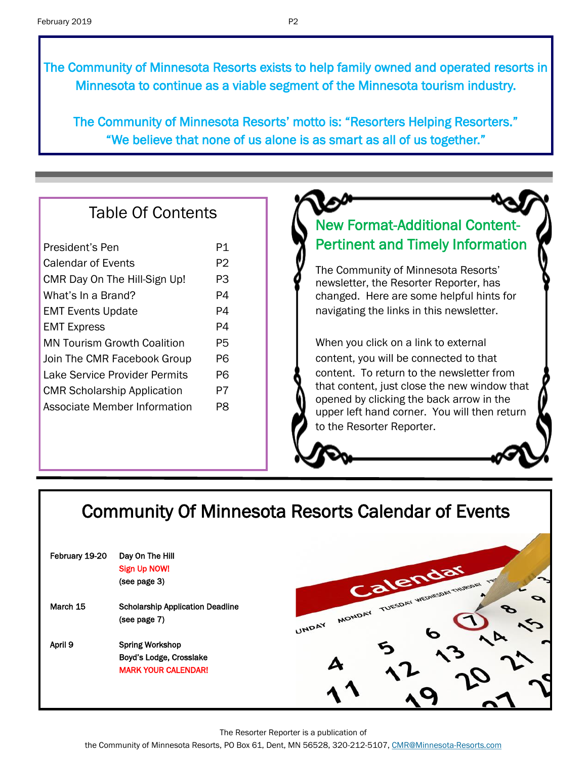The Community of Minnesota Resorts exists to help family owned and operated resorts in Minnesota to continue as a viable segment of the Minnesota tourism industry.

The Community of Minnesota Resorts' motto is: "Resorters Helping Resorters." "We believe that none of us alone is as smart as all of us together."

## Table Of Contents

| | |
|---|---|
| President's Pen | P1 |
| Calendar of Events | P2 |
| CMR Day On The Hill-Sign Up! | P3 |
| What's In a Brand? | P4 |
| EMT Events Update | P4 |
| EMT Express | P4 |
| MN Tourism Growth Coalition | P5 |
| Join The CMR Facebook Group | P6 |
| Lake Service Provider Permits | P6 |
| CMR Scholarship Application | P7 |
| Associate Member Information | P8 |

## New Format-Additional Content-Pertinent and Timely Information

The Community of Minnesota Resorts' newsletter, the Resorter Reporter, has changed. Here are some helpful hints for navigating the links in this newsletter.

When you click on a link to external content, you will be connected to that content. To return to the newsletter from that content, just close the new window that opened by clicking the back arrow in the upper left hand corner. You will then return to the Resorter Reporter.

## Community Of Minnesota Resorts Calendar of Events

**February 19-20** — **Day On The Hill**
Sign Up NOW!
(see page 3)

**March 15** — **Scholarship Application Deadline**
(see page 7)

**April 9** — **Spring Workshop**
Boyd's Lodge, Crosslake
MARK YOUR CALENDAR!

The Resorter Reporter is a publication of the Community of Minnesota Resorts, PO Box 61, Dent, MN 56528, 320-212-5107, CMR@Minnesota-Resorts.com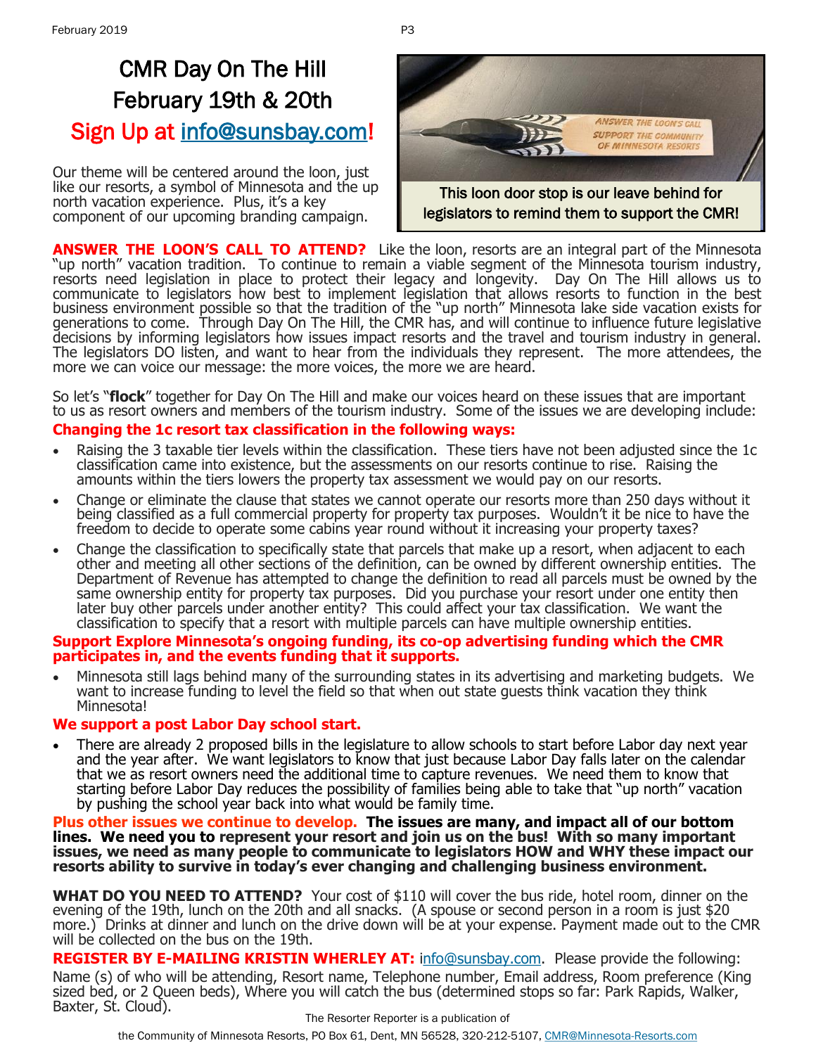# CMR Day On The Hill
# February 19th & 20th
## Sign Up at info@sunsbay.com!

Our theme will be centered around the loon, just like our resorts, a symbol of Minnesota and the up north vacation experience. Plus, it's a key component of our upcoming branding campaign.

This loon door stop is our leave behind for legislators to remind them to support the CMR!

**ANSWER THE LOON'S CALL TO ATTEND?** Like the loon, resorts are an integral part of the Minnesota "up north" vacation tradition. To continue to remain a viable segment of the Minnesota tourism industry, resorts need legislation in place to protect their legacy and longevity. Day On The Hill allows us to communicate to legislators how best to implement legislation that allows resorts to function in the best business environment possible so that the tradition of the "up north" Minnesota lake side vacation exists for generations to come. Through Day On The Hill, the CMR has, and will continue to influence future legislative decisions by informing legislators how issues impact resorts and the travel and tourism industry in general. The legislators DO listen, and want to hear from the individuals they represent. The more attendees, the more we can voice our message: the more voices, the more we are heard.

So let's "**flock**" together for Day On The Hill and make our voices heard on these issues that are important to us as resort owners and members of the tourism industry. Some of the issues we are developing include:

**Changing the 1c resort tax classification in the following ways:**

- Raising the 3 taxable tier levels within the classification. These tiers have not been adjusted since the 1c classification came into existence, but the assessments on our resorts continue to rise. Raising the amounts within the tiers lowers the property tax assessment we would pay on our resorts.
- Change or eliminate the clause that states we cannot operate our resorts more than 250 days without it being classified as a full commercial property for property tax purposes. Wouldn't it be nice to have the freedom to decide to operate some cabins year round without it increasing your property taxes?
- Change the classification to specifically state that parcels that make up a resort, when adjacent to each other and meeting all other sections of the definition, can be owned by different ownership entities. The Department of Revenue has attempted to change the definition to read all parcels must be owned by the same ownership entity for property tax purposes. Did you purchase your resort under one entity then later buy other parcels under another entity? This could affect your tax classification. We want the classification to specify that a resort with multiple parcels can have multiple ownership entities.

**Support Explore Minnesota's ongoing funding, its co-op advertising funding which the CMR participates in, and the events funding that it supports.**

- Minnesota still lags behind many of the surrounding states in its advertising and marketing budgets. We want to increase funding to level the field so that when out state guests think vacation they think Minnesota!

**We support a post Labor Day school start.**

- There are already 2 proposed bills in the legislature to allow schools to start before Labor day next year and the year after. We want legislators to know that just because Labor Day falls later on the calendar that we as resort owners need the additional time to capture revenues. We need them to know that starting before Labor Day reduces the possibility of families being able to take that "up north" vacation by pushing the school year back into what would be family time.

**Plus other issues we continue to develop. The issues are many, and impact all of our bottom lines. We need you to represent your resort and join us on the bus! With so many important issues, we need as many people to communicate to legislators HOW and WHY these impact our resorts ability to survive in today's ever changing and challenging business environment.**

**WHAT DO YOU NEED TO ATTEND?** Your cost of $110 will cover the bus ride, hotel room, dinner on the evening of the 19th, lunch on the 20th and all snacks. (A spouse or second person in a room is just $20 more.) Drinks at dinner and lunch on the drive down will be at your expense. Payment made out to the CMR will be collected on the bus on the 19th.

**REGISTER BY E-MAILING KRISTIN WHERLEY AT:** info@sunsbay.com. Please provide the following: Name (s) of who will be attending, Resort name, Telephone number, Email address, Room preference (King sized bed, or 2 Queen beds), Where you will catch the bus (determined stops so far: Park Rapids, Walker, Baxter, St. Cloud).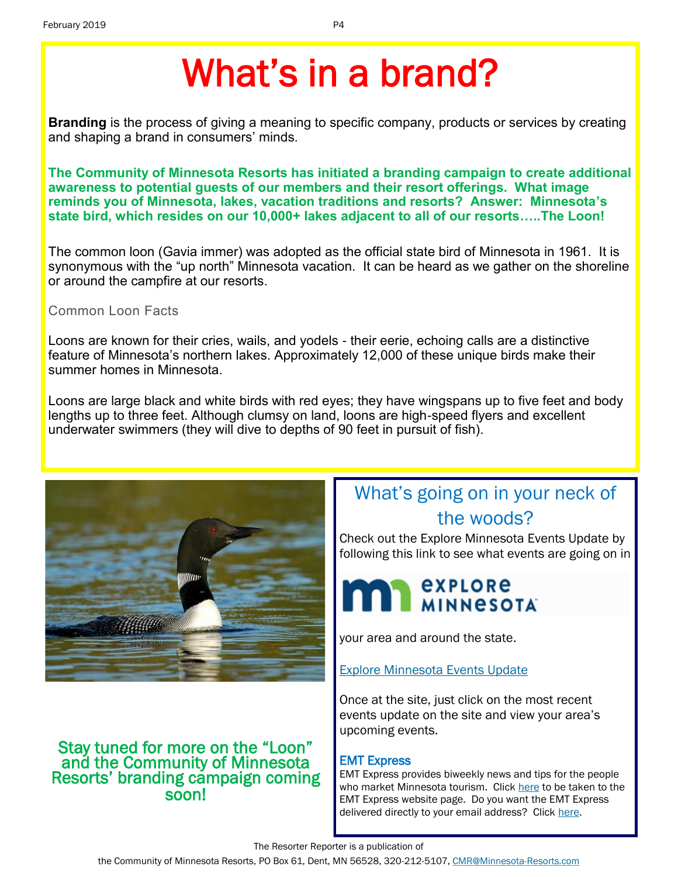# What's in a brand?

**Branding** is the process of giving a meaning to specific company, products or services by creating and shaping a brand in consumers' minds.

**The Community of Minnesota Resorts has initiated a branding campaign to create additional awareness to potential guests of our members and their resort offerings. What image reminds you of Minnesota, lakes, vacation traditions and resorts? Answer: Minnesota's state bird, which resides on our 10,000+ lakes adjacent to all of our resorts…..The Loon!**

The common loon (Gavia immer) was adopted as the official state bird of Minnesota in 1961. It is synonymous with the "up north" Minnesota vacation. It can be heard as we gather on the shoreline or around the campfire at our resorts.

### Common Loon Facts

Loons are known for their cries, wails, and yodels - their eerie, echoing calls are a distinctive feature of Minnesota's northern lakes. Approximately 12,000 of these unique birds make their summer homes in Minnesota.

Loons are large black and white birds with red eyes; they have wingspans up to five feet and body lengths up to three feet. Although clumsy on land, loons are high-speed flyers and excellent underwater swimmers (they will dive to depths of 90 feet in pursuit of fish).

**Stay tuned for more on the "Loon" and the Community of Minnesota Resorts' branding campaign coming soon!**

## What's going on in your neck of the woods?

Check out the Explore Minnesota Events Update by following this link to see what events are going on in

EXPLORE MINNESOTA

your area and around the state.

[Explore Minnesota Events Update]

Once at the site, just click on the most recent events update on the site and view your area's upcoming events.

### EMT Express

EMT Express provides biweekly news and tips for the people who market Minnesota tourism. Click here to be taken to the EMT Express website page. Do you want the EMT Express delivered directly to your email address? Click here.

The Resorter Reporter is a publication of the Community of Minnesota Resorts, PO Box 61, Dent, MN 56528, 320-212-5107, CMR@Minnesota-Resorts.com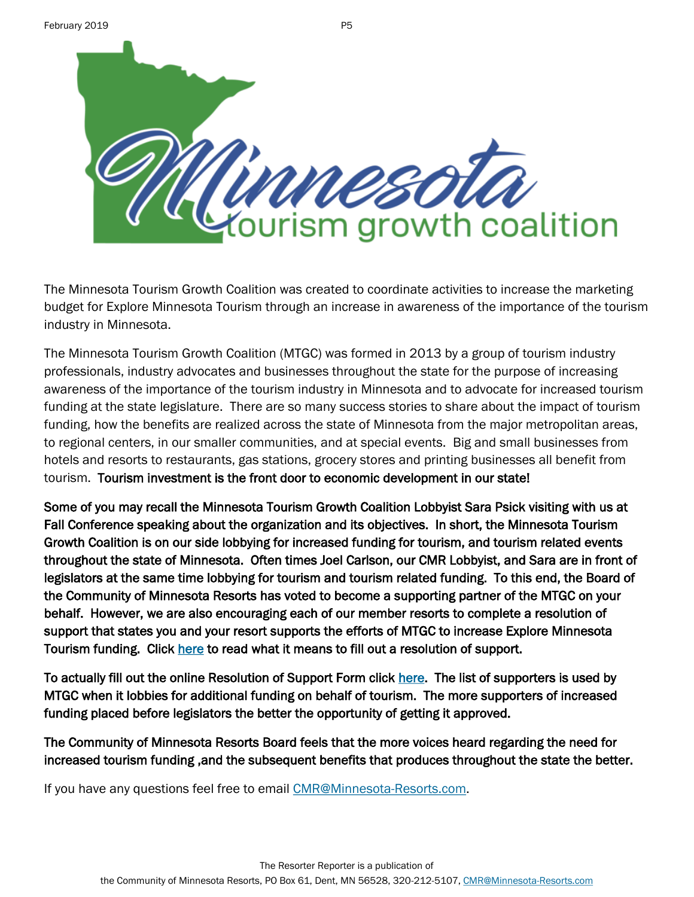# Minnesota tourism growth coalition

The Minnesota Tourism Growth Coalition was created to coordinate activities to increase the marketing budget for Explore Minnesota Tourism through an increase in awareness of the importance of the tourism industry in Minnesota.

The Minnesota Tourism Growth Coalition (MTGC) was formed in 2013 by a group of tourism industry professionals, industry advocates and businesses throughout the state for the purpose of increasing awareness of the importance of the tourism industry in Minnesota and to advocate for increased tourism funding at the state legislature. There are so many success stories to share about the impact of tourism funding, how the benefits are realized across the state of Minnesota from the major metropolitan areas, to regional centers, in our smaller communities, and at special events. Big and small businesses from hotels and resorts to restaurants, gas stations, grocery stores and printing businesses all benefit from tourism. **Tourism investment is the front door to economic development in our state!**

**Some of you may recall the Minnesota Tourism Growth Coalition Lobbyist Sara Psick visiting with us at Fall Conference speaking about the organization and its objectives. In short, the Minnesota Tourism Growth Coalition is on our side lobbying for increased funding for tourism, and tourism related events throughout the state of Minnesota. Often times Joel Carlson, our CMR Lobbyist, and Sara are in front of legislators at the same time lobbying for tourism and tourism related funding. To this end, the Board of the Community of Minnesota Resorts has voted to become a supporting partner of the MTGC on your behalf. However, we are also encouraging each of our member resorts to complete a resolution of support that states you and your resort supports the efforts of MTGC to increase Explore Minnesota Tourism funding. Click here to read what it means to fill out a resolution of support.**

**To actually fill out the online Resolution of Support Form click here. The list of supporters is used by MTGC when it lobbies for additional funding on behalf of tourism. The more supporters of increased funding placed before legislators the better the opportunity of getting it approved.**

**The Community of Minnesota Resorts Board feels that the more voices heard regarding the need for increased tourism funding ,and the subsequent benefits that produces throughout the state the better.**

If you have any questions feel free to email CMR@Minnesota-Resorts.com.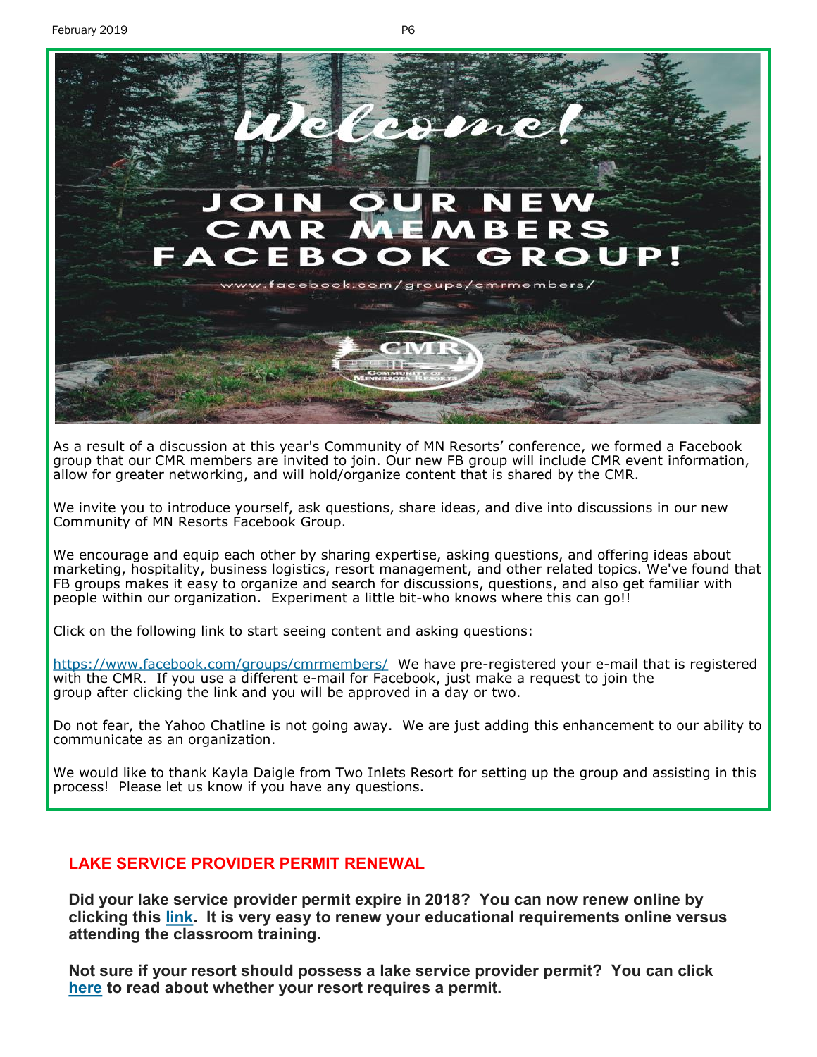# Welcome!

## JOIN OUR NEW CMR MEMBERS FACEBOOK GROUP!

www.facebook.com/groups/cmrmembers/

CMR Community of Minnesota Resorts

As a result of a discussion at this year's Community of MN Resorts' conference, we formed a Facebook group that our CMR members are invited to join. Our new FB group will include CMR event information, allow for greater networking, and will hold/organize content that is shared by the CMR.

We invite you to introduce yourself, ask questions, share ideas, and dive into discussions in our new Community of MN Resorts Facebook Group.

We encourage and equip each other by sharing expertise, asking questions, and offering ideas about marketing, hospitality, business logistics, resort management, and other related topics. We've found that FB groups makes it easy to organize and search for discussions, questions, and also get familiar with people within our organization. Experiment a little bit-who knows where this can go!!

Click on the following link to start seeing content and asking questions:

https://www.facebook.com/groups/cmrmembers/ We have pre-registered your e-mail that is registered with the CMR. If you use a different e-mail for Facebook, just make a request to join the group after clicking the link and you will be approved in a day or two.

Do not fear, the Yahoo Chatline is not going away. We are just adding this enhancement to our ability to communicate as an organization.

We would like to thank Kayla Daigle from Two Inlets Resort for setting up the group and assisting in this process! Please let us know if you have any questions.

## LAKE SERVICE PROVIDER PERMIT RENEWAL

**Did your lake service provider permit expire in 2018? You can now renew online by clicking this link. It is very easy to renew your educational requirements online versus attending the classroom training.**

**Not sure if your resort should possess a lake service provider permit? You can click here to read about whether your resort requires a permit.**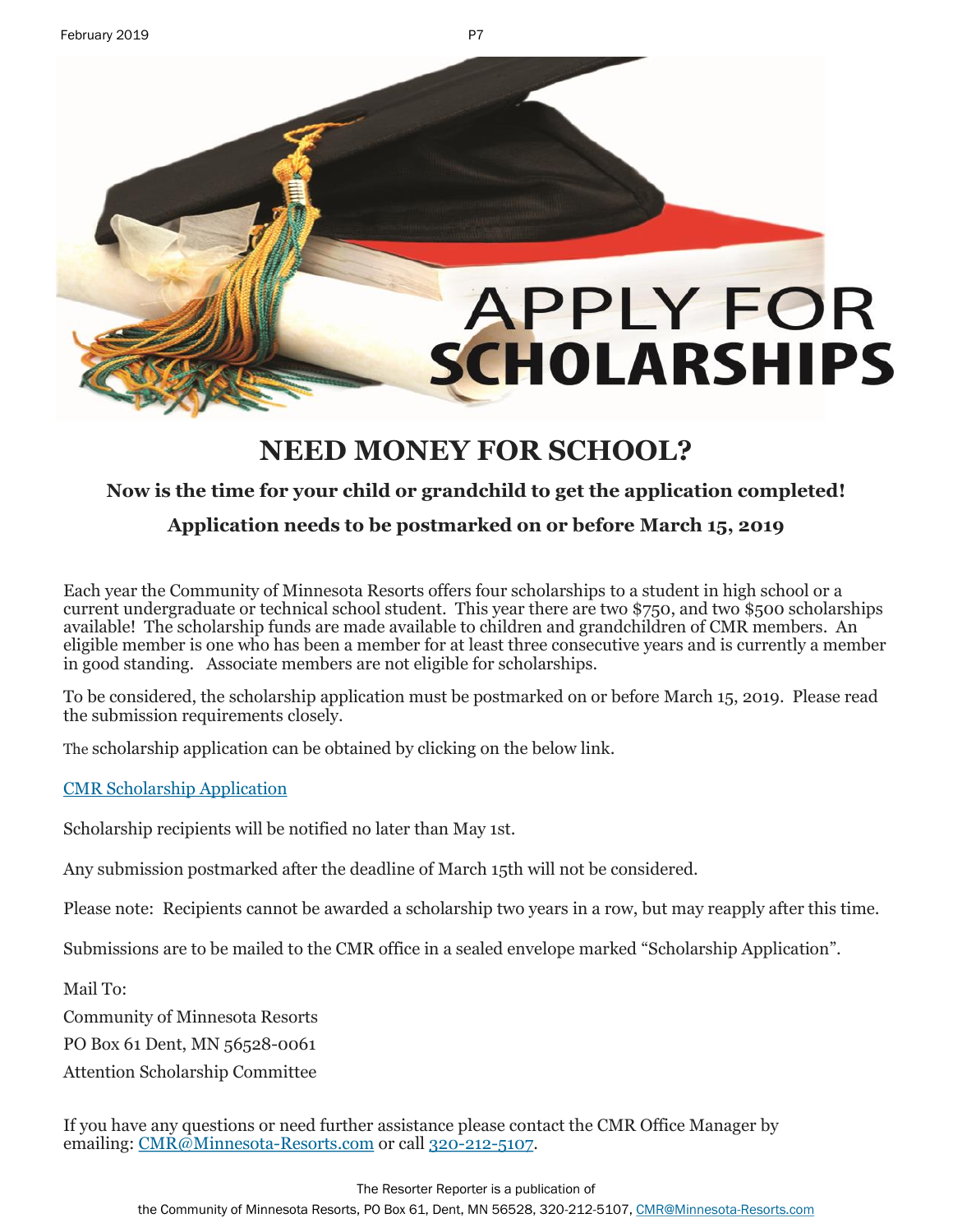# APPLY FOR SCHOLARSHIPS

## NEED MONEY FOR SCHOOL?

**Now is the time for your child or grandchild to get the application completed!**

**Application needs to be postmarked on or before March 15, 2019**

Each year the Community of Minnesota Resorts offers four scholarships to a student in high school or a current undergraduate or technical school student. This year there are two $750, and two $500 scholarships available! The scholarship funds are made available to children and grandchildren of CMR members. An eligible member is one who has been a member for at least three consecutive years and is currently a member in good standing. Associate members are not eligible for scholarships.

To be considered, the scholarship application must be postmarked on or before March 15, 2019. Please read the submission requirements closely.

The scholarship application can be obtained by clicking on the below link.

[CMR Scholarship Application]

Scholarship recipients will be notified no later than May 1st.

Any submission postmarked after the deadline of March 15th will not be considered.

Please note: Recipients cannot be awarded a scholarship two years in a row, but may reapply after this time.

Submissions are to be mailed to the CMR office in a sealed envelope marked "Scholarship Application".

Mail To:

Community of Minnesota Resorts

PO Box 61 Dent, MN 56528-0061

Attention Scholarship Committee

If you have any questions or need further assistance please contact the CMR Office Manager by emailing: CMR@Minnesota-Resorts.com or call 320-212-5107.

The Resorter Reporter is a publication of the Community of Minnesota Resorts, PO Box 61, Dent, MN 56528, 320-212-5107, CMR@Minnesota-Resorts.com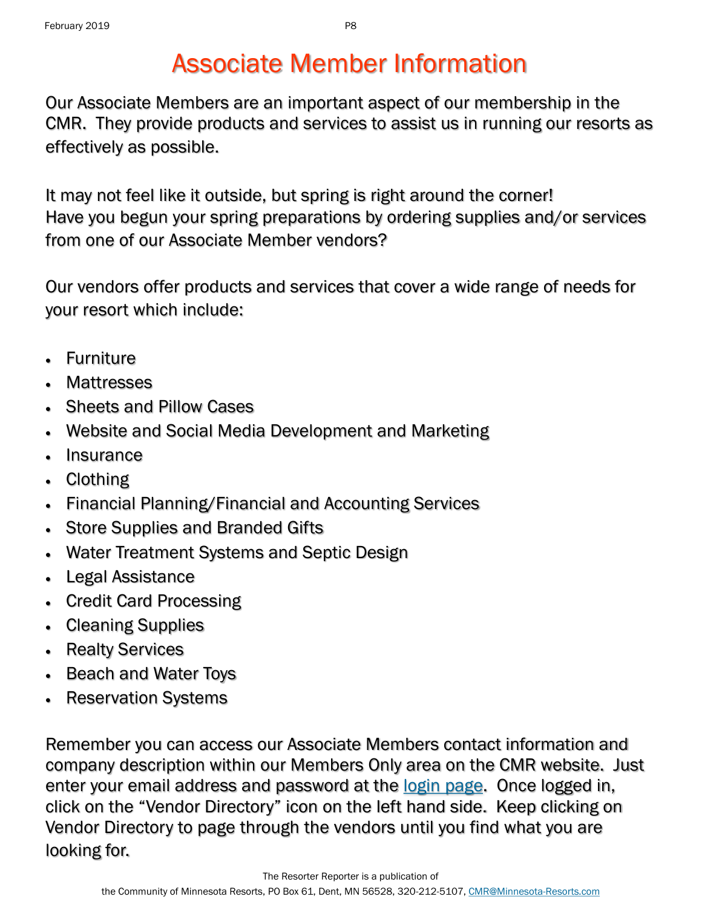# Associate Member Information

Our Associate Members are an important aspect of our membership in the CMR. They provide products and services to assist us in running our resorts as effectively as possible.

It may not feel like it outside, but spring is right around the corner! Have you begun your spring preparations by ordering supplies and/or services from one of our Associate Member vendors?

Our vendors offer products and services that cover a wide range of needs for your resort which include:

- Furniture
- Mattresses
- Sheets and Pillow Cases
- Website and Social Media Development and Marketing
- Insurance
- Clothing
- Financial Planning/Financial and Accounting Services
- Store Supplies and Branded Gifts
- Water Treatment Systems and Septic Design
- Legal Assistance
- Credit Card Processing
- Cleaning Supplies
- Realty Services
- Beach and Water Toys
- Reservation Systems

Remember you can access our Associate Members contact information and company description within our Members Only area on the CMR website. Just enter your email address and password at the login page. Once logged in, click on the "Vendor Directory" icon on the left hand side. Keep clicking on Vendor Directory to page through the vendors until you find what you are looking for.